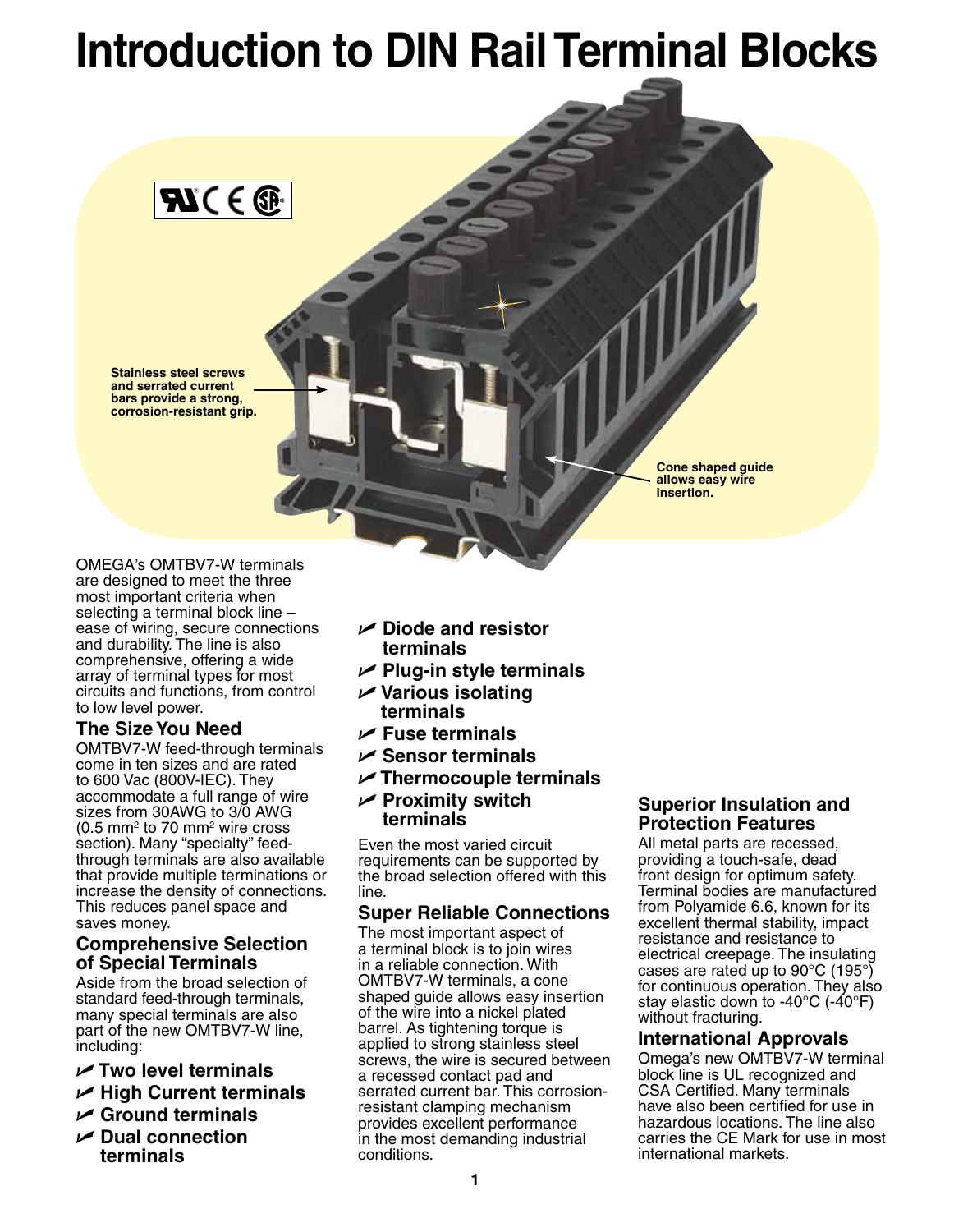# Introduction to DIN Rail Terminal Blocks

Stainless steel screws and serrated current bars provide a strong, corrosion-resistant grip.

Cone shaped guide allows easy wire insertion.

OMEGA's OMTBV7-W terminals are designed to meet the three most important criteria when selecting a terminal block line – ease of wiring, secure connections and durability. The line is also comprehensive, offering a wide array of terminal types for most circuits and functions, from control to low level power.

## The Size You Need

OMTBV7-W feed-through terminals come in ten sizes and are rated to 600 Vac (800V-IEC). They accommodate a full range of wire sizes from 30AWG to 3/0 AWG (0.5 mm$^2$ to 70 mm$^2$ wire cross section). Many "specialty" feed-through terminals are also available that provide multiple terminations or increase the density of connections. This reduces panel space and saves money.

## Comprehensive Selection of Special Terminals

Aside from the broad selection of standard feed-through terminals, many special terminals are also part of the new OMTBV7-W line, including:

- **Two level terminals**
- **High Current terminals**
- **Ground terminals**
- **Dual connection terminals**
- **Diode and resistor terminals**
- **Plug-in style terminals**
- **Various isolating terminals**
- **Fuse terminals**
- **Sensor terminals**
- **Thermocouple terminals**
- **Proximity switch terminals**

Even the most varied circuit requirements can be supported by the broad selection offered with this line.

## Super Reliable Connections

The most important aspect of a terminal block is to join wires in a reliable connection. With OMTBV7-W terminals, a cone shaped guide allows easy insertion of the wire into a nickel plated barrel. As tightening torque is applied to strong stainless steel screws, the wire is secured between a recessed contact pad and serrated current bar. This corrosion-resistant clamping mechanism provides excellent performance in the most demanding industrial conditions.

## Superior Insulation and Protection Features

All metal parts are recessed, providing a touch-safe, dead front design for optimum safety. Terminal bodies are manufactured from Polyamide 6.6, known for its excellent thermal stability, impact resistance and resistance to electrical creepage. The insulating cases are rated up to 90°C (195°) for continuous operation. They also stay elastic down to -40°C (-40°F) without fracturing.

## International Approvals

Omega's new OMTBV7-W terminal block line is UL recognized and CSA Certified. Many terminals have also been certified for use in hazardous locations. The line also carries the CE Mark for use in most international markets.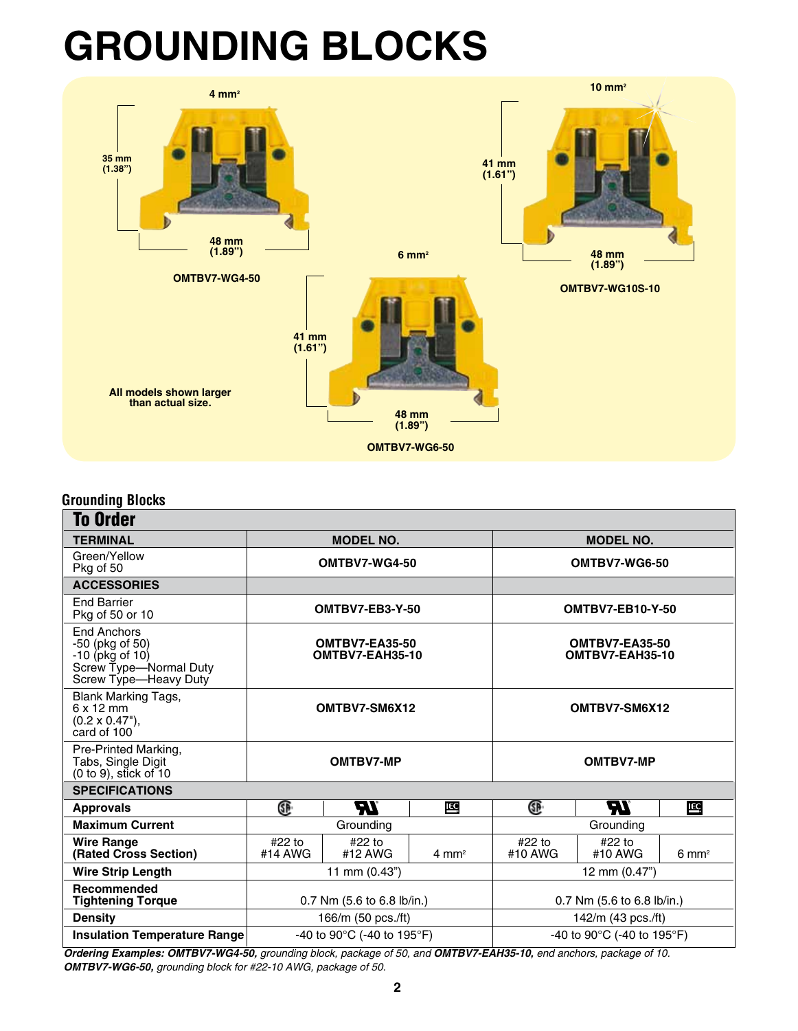# GROUNDING BLOCKS

4 mm²

35 mm (1.38")

48 mm (1.89")

OMTBV7-WG4-50

10 mm²

41 mm (1.61")

48 mm (1.89")

OMTBV7-WG10S-10

6 mm²

41 mm (1.61")

48 mm (1.89")

OMTBV7-WG6-50

All models shown larger than actual size.

## Grounding Blocks

### To Order

| TERMINAL | MODEL NO. | | | MODEL NO. | | |
|---|---|---|---|---|---|---|
| Green/Yellow Pkg of 50 | **OMTBV7-WG4-50** | | | **OMTBV7-WG6-50** | | |
| **ACCESSORIES** | | | | | | |
| End Barrier Pkg of 50 or 10 | **OMTBV7-EB3-Y-50** | | | **OMTBV7-EB10-Y-50** | | |
| End Anchors -50 (pkg of 50) -10 (pkg of 10) Screw Type—Normal Duty Screw Type—Heavy Duty | **OMTBV7-EA35-50** **OMTBV7-EAH35-10** | | | **OMTBV7-EA35-50** **OMTBV7-EAH35-10** | | |
| Blank Marking Tags, 6 x 12 mm (0.2 x 0.47"), card of 100 | **OMTBV7-SM6X12** | | | **OMTBV7-SM6X12** | | |
| Pre-Printed Marking, Tabs, Single Digit (0 to 9), stick of 10 | **OMTBV7-MP** | | | **OMTBV7-MP** | | |
| **SPECIFICATIONS** | | | | | | |
| **Approvals** | CSA | UR | IEC | CSA | UR | IEC |
| **Maximum Current** | Grounding | | | Grounding | | |
| **Wire Range (Rated Cross Section)** | #22 to #14 AWG | #22 to #12 AWG | 4 mm² | #22 to #10 AWG | #22 to #10 AWG | 6 mm² |
| **Wire Strip Length** | 11 mm (0.43") | | | 12 mm (0.47") | | |
| **Recommended Tightening Torque** | 0.7 Nm (5.6 to 6.8 lb/in.) | | | 0.7 Nm (5.6 to 6.8 lb/in.) | | |
| **Density** | 166/m (50 pcs./ft) | | | 142/m (43 pcs./ft) | | |
| **Insulation Temperature Range** | -40 to 90°C (-40 to 195°F) | | | -40 to 90°C (-40 to 195°F) | | |

*Ordering Examples: **OMTBV7-WG4-50,** grounding block, package of 50, and **OMTBV7-EAH35-10,** end anchors, package of 10.*
***OMTBV7-WG6-50,** grounding block for #22-10 AWG, package of 50.*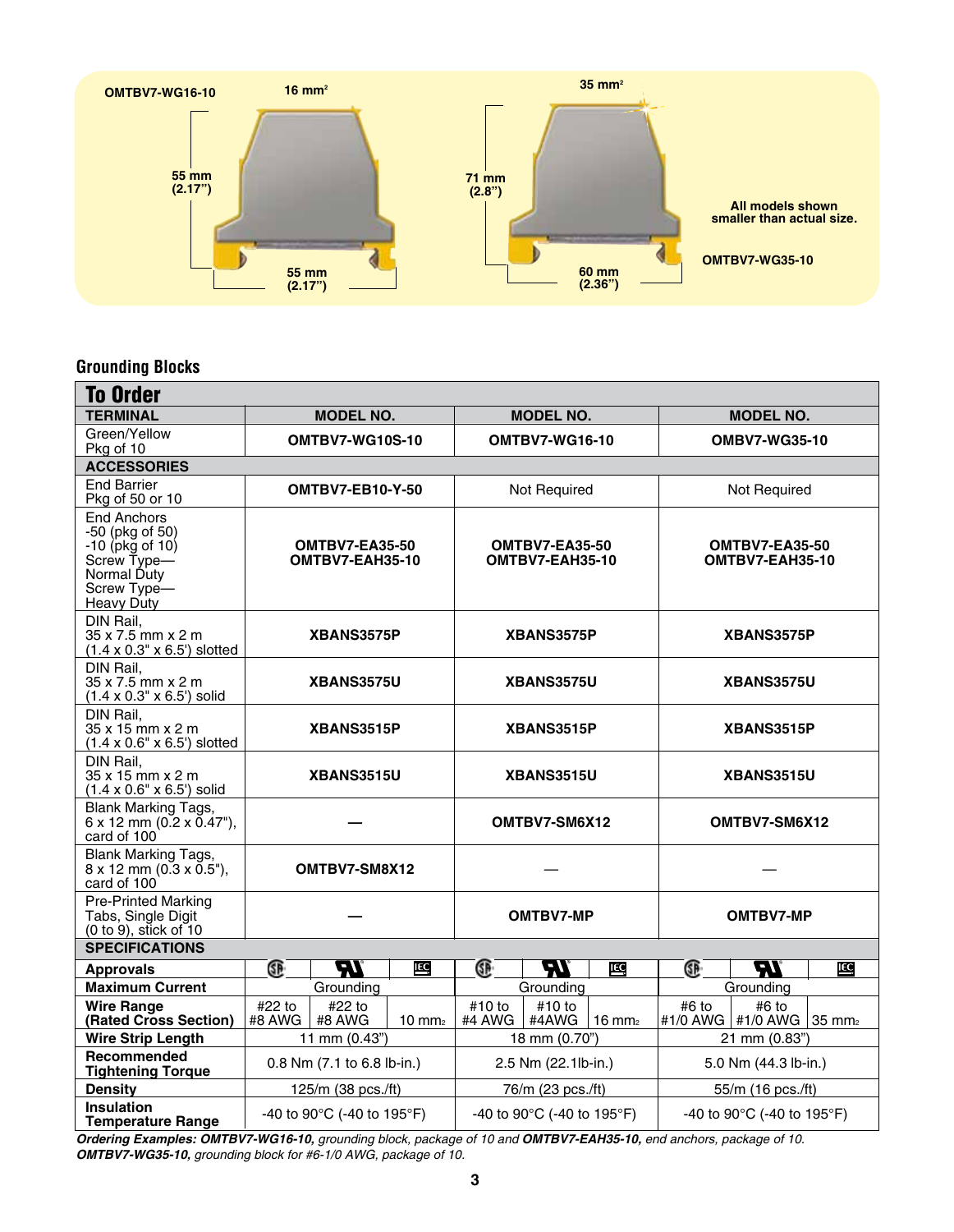OMTBV7-WG16-10

16 mm²

55 mm (2.17")

55 mm (2.17")

35 mm²

71 mm (2.8")

60 mm (2.36")

All models shown smaller than actual size.

OMTBV7-WG35-10

## Grounding Blocks

| To Order | | | | | | | | |
|---|---|---|---|---|---|---|---|---|
| **TERMINAL** | **MODEL NO.** | | | **MODEL NO.** | | | **MODEL NO.** | | |
| Green/Yellow Pkg of 10 | **OMTBV7-WG10S-10** | | | **OMTBV7-WG16-10** | | | **OMBV7-WG35-10** | | |
| **ACCESSORIES** | | | | | | | | | |
| End Barrier Pkg of 50 or 10 | **OMTBV7-EB10-Y-50** | | | Not Required | | | Not Required | | |
| End Anchors -50 (pkg of 50) -10 (pkg of 10) Screw Type— Normal Duty Screw Type— Heavy Duty | **OMTBV7-EA35-50 OMTBV7-EAH35-10** | | | **OMTBV7-EA35-50 OMTBV7-EAH35-10** | | | **OMTBV7-EA35-50 OMTBV7-EAH35-10** | | |
| DIN Rail, 35 x 7.5 mm x 2 m (1.4 x 0.3" x 6.5') slotted | **XBANS3575P** | | | **XBANS3575P** | | | **XBANS3575P** | | |
| DIN Rail, 35 x 7.5 mm x 2 m (1.4 x 0.3" x 6.5') solid | **XBANS3575U** | | | **XBANS3575U** | | | **XBANS3575U** | | |
| DIN Rail, 35 x 15 mm x 2 m (1.4 x 0.6" x 6.5') slotted | **XBANS3515P** | | | **XBANS3515P** | | | **XBANS3515P** | | |
| DIN Rail, 35 x 15 mm x 2 m (1.4 x 0.6" x 6.5') solid | **XBANS3515U** | | | **XBANS3515U** | | | **XBANS3515U** | | |
| Blank Marking Tags, 6 x 12 mm (0.2 x 0.47"), card of 100 | **—** | | | **OMTBV7-SM6X12** | | | **OMTBV7-SM6X12** | | |
| Blank Marking Tags, 8 x 12 mm (0.3 x 0.5"), card of 100 | **OMTBV7-SM8X12** | | | — | | | — | | |
| Pre-Printed Marking Tabs, Single Digit (0 to 9), stick of 10 | **—** | | | **OMTBV7-MP** | | | **OMTBV7-MP** | | |
| **SPECIFICATIONS** | | | | | | | | | |
| **Approvals** | CSA | UL | IEC | CSA | UL | IEC | CSA | UL | IEC |
| **Maximum Current** | Grounding | | | Grounding | | | Grounding | | |
| **Wire Range (Rated Cross Section)** | #22 to #8 AWG | #22 to #8 AWG | 10 mm² | #10 to #4 AWG | #10 to #4AWG | 16 mm² | #6 to #1/0 AWG | #6 to #1/0 AWG | 35 mm² |
| **Wire Strip Length** | 11 mm (0.43") | | | 18 mm (0.70") | | | 21 mm (0.83") | | |
| **Recommended Tightening Torque** | 0.8 Nm (7.1 to 6.8 lb-in.) | | | 2.5 Nm (22.1lb-in.) | | | 5.0 Nm (44.3 lb-in.) | | |
| **Density** | 125/m (38 pcs./ft) | | | 76/m (23 pcs./ft) | | | 55/m (16 pcs./ft) | | |
| **Insulation Temperature Range** | -40 to 90°C (-40 to 195°F) | | | -40 to 90°C (-40 to 195°F) | | | -40 to 90°C (-40 to 195°F) | | |

***Ordering Examples: OMTBV7-WG16-10,*** *grounding block, package of 10 and* ***OMTBV7-EAH35-10,*** *end anchors, package of 10.* ***OMTBV7-WG35-10,*** *grounding block for #6-1/0 AWG, package of 10.*